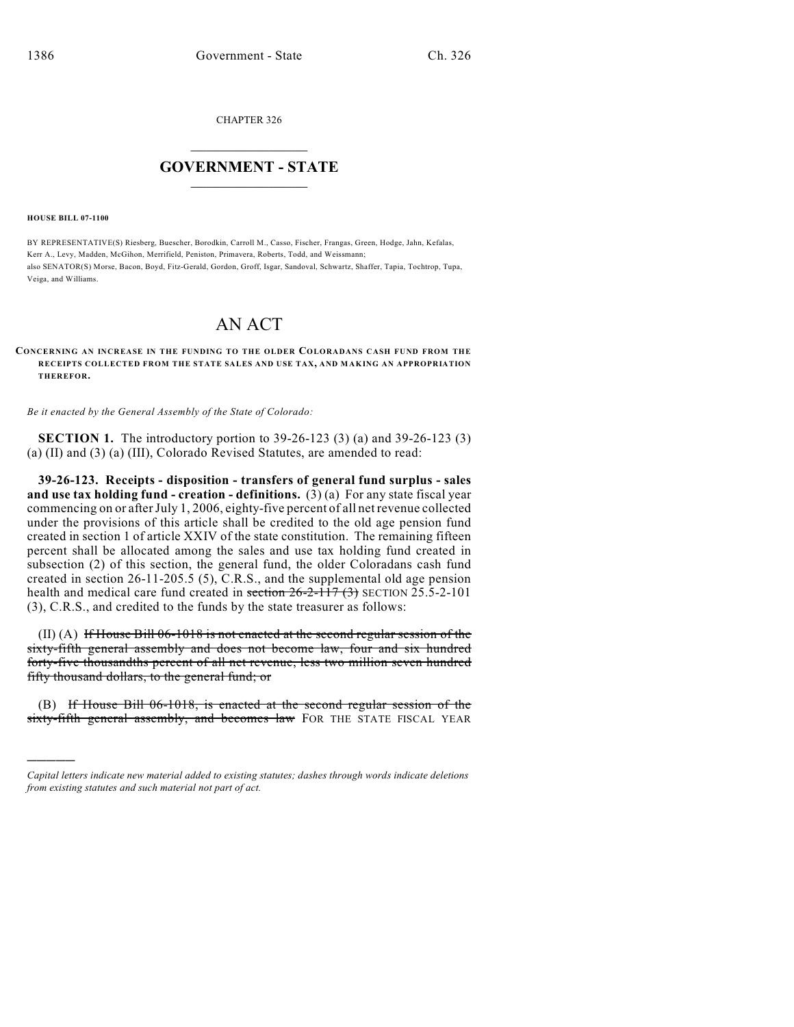CHAPTER 326

## GOVERNMENT - STATE

**HOUSE BILL 07-1100**

BY REPRESENTATIVE(S) Riesberg, Buescher, Borodkin, Carroll M., Casso, Fischer, Frangas, Green, Hodge, Jahn, Kefalas, Kerr A., Levy, Madden, McGihon, Merrifield, Peniston, Primavera, Roberts, Todd, and Weissmann;
also SENATOR(S) Morse, Bacon, Boyd, Fitz-Gerald, Gordon, Groff, Isgar, Sandoval, Schwartz, Shaffer, Tapia, Tochtrop, Tupa, Veiga, and Williams.

# AN ACT

**CONCERNING AN INCREASE IN THE FUNDING TO THE OLDER COLORADANS CASH FUND FROM THE RECEIPTS COLLECTED FROM THE STATE SALES AND USE TAX, AND MAKING AN APPROPRIATION THEREFOR.**

*Be it enacted by the General Assembly of the State of Colorado:*

**SECTION 1.** The introductory portion to 39-26-123 (3) (a) and 39-26-123 (3) (a) (II) and (3) (a) (III), Colorado Revised Statutes, are amended to read:

**39-26-123. Receipts - disposition - transfers of general fund surplus - sales and use tax holding fund - creation - definitions.** (3) (a) For any state fiscal year commencing on or after July 1, 2006, eighty-five percent of all net revenue collected under the provisions of this article shall be credited to the old age pension fund created in section 1 of article XXIV of the state constitution. The remaining fifteen percent shall be allocated among the sales and use tax holding fund created in subsection (2) of this section, the general fund, the older Coloradans cash fund created in section 26-11-205.5 (5), C.R.S., and the supplemental old age pension health and medical care fund created in ~~section 26-2-117 (3)~~ SECTION 25.5-2-101 (3), C.R.S., and credited to the funds by the state treasurer as follows:

(II) (A) ~~If House Bill 06-1018 is not enacted at the second regular session of the sixty-fifth general assembly and does not become law, four and six hundred forty-five thousandths percent of all net revenue, less two million seven hundred fifty thousand dollars, to the general fund; or~~

(B) ~~If House Bill 06-1018, is enacted at the second regular session of the sixty-fifth general assembly, and becomes law~~ FOR THE STATE FISCAL YEAR

---

*Capital letters indicate new material added to existing statutes; dashes through words indicate deletions from existing statutes and such material not part of act.*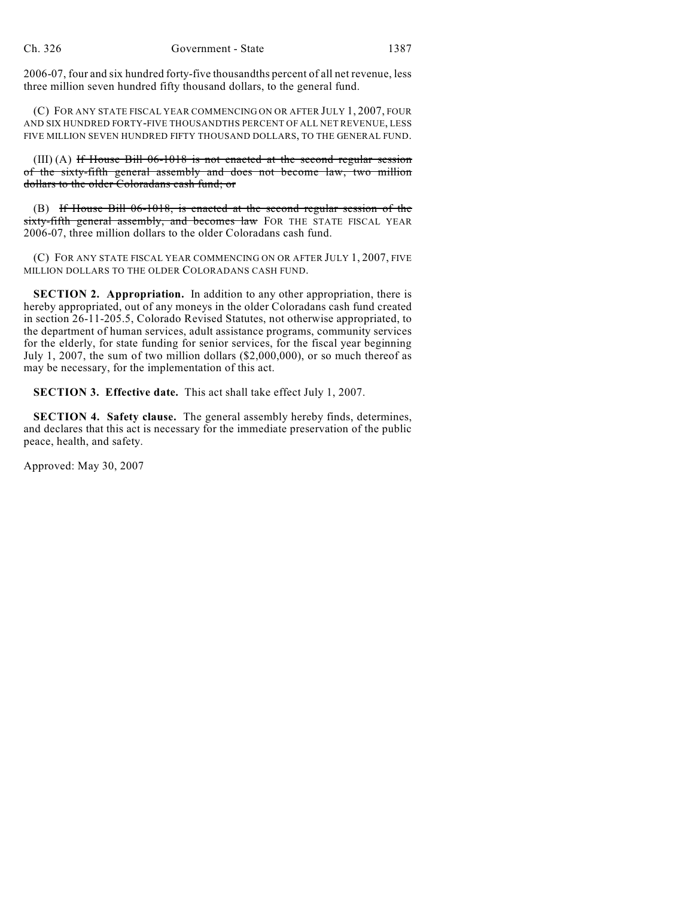2006-07, four and six hundred forty-five thousandths percent of all net revenue, less three million seven hundred fifty thousand dollars, to the general fund.

(C) FOR ANY STATE FISCAL YEAR COMMENCING ON OR AFTER JULY 1, 2007, FOUR AND SIX HUNDRED FORTY-FIVE THOUSANDTHS PERCENT OF ALL NET REVENUE, LESS FIVE MILLION SEVEN HUNDRED FIFTY THOUSAND DOLLARS, TO THE GENERAL FUND.

(III) (A) ~~If House Bill 06-1018 is not enacted at the second regular session of the sixty-fifth general assembly and does not become law, two million dollars to the older Coloradans cash fund; or~~

(B) ~~If House Bill 06-1018, is enacted at the second regular session of the sixty-fifth general assembly, and becomes law~~ FOR THE STATE FISCAL YEAR 2006-07, three million dollars to the older Coloradans cash fund.

(C) FOR ANY STATE FISCAL YEAR COMMENCING ON OR AFTER JULY 1, 2007, FIVE MILLION DOLLARS TO THE OLDER COLORADANS CASH FUND.

**SECTION 2. Appropriation.** In addition to any other appropriation, there is hereby appropriated, out of any moneys in the older Coloradans cash fund created in section 26-11-205.5, Colorado Revised Statutes, not otherwise appropriated, to the department of human services, adult assistance programs, community services for the elderly, for state funding for senior services, for the fiscal year beginning July 1, 2007, the sum of two million dollars ($2,000,000), or so much thereof as may be necessary, for the implementation of this act.

**SECTION 3. Effective date.** This act shall take effect July 1, 2007.

**SECTION 4. Safety clause.** The general assembly hereby finds, determines, and declares that this act is necessary for the immediate preservation of the public peace, health, and safety.

Approved: May 30, 2007